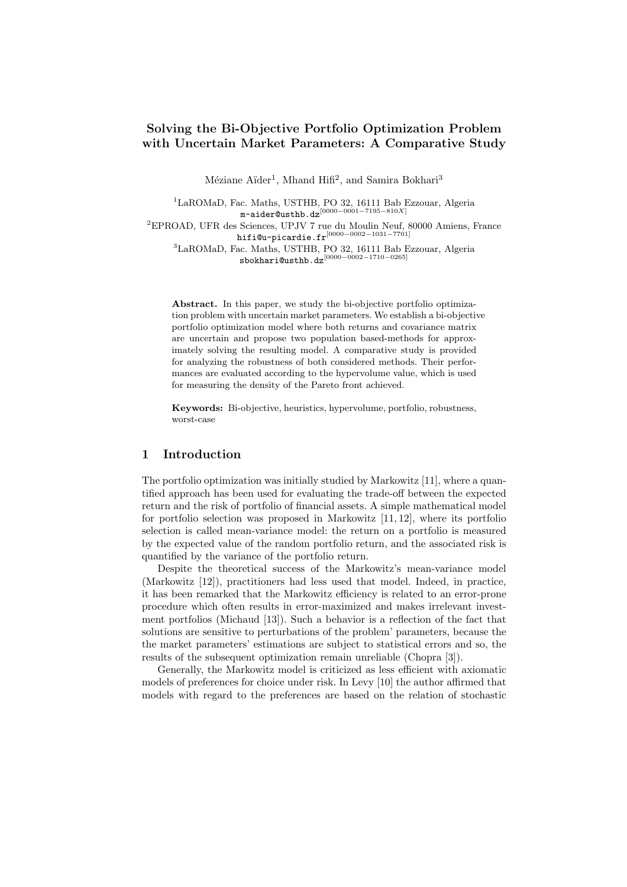# Solving the Bi-Objective Portfolio Optimization Problem with Uncertain Market Parameters: A Comparative Study

Méziane Aïder[1], Mhand Hifi[2], and Samira Bokhari[3]

[1]LaROMaD, Fac. Maths, USTHB, PO 32, 16111 Bab Ezzouar, Algeria
m-aider@usthb.dz[0000−0001−7195−810X]

[2]EPROAD, UFR des Sciences, UPJV 7 rue du Moulin Neuf, 80000 Amiens, France
hifi@u-picardie.fr[0000−0002−1031−7701]

[3]LaROMaD, Fac. Maths, USTHB, PO 32, 16111 Bab Ezzouar, Algeria
sbokhari@usthb.dz[0000−0002−1710−0265]

**Abstract.** In this paper, we study the bi-objective portfolio optimization problem with uncertain market parameters. We establish a bi-objective portfolio optimization model where both returns and covariance matrix are uncertain and propose two population based-methods for approximately solving the resulting model. A comparative study is provided for analyzing the robustness of both considered methods. Their performances are evaluated according to the hypervolume value, which is used for measuring the density of the Pareto front achieved.

**Keywords:** Bi-objective, heuristics, hypervolume, portfolio, robustness, worst-case

## 1 Introduction

The portfolio optimization was initially studied by Markowitz [11], where a quantified approach has been used for evaluating the trade-off between the expected return and the risk of portfolio of financial assets. A simple mathematical model for portfolio selection was proposed in Markowitz [11, 12], where its portfolio selection is called mean-variance model: the return on a portfolio is measured by the expected value of the random portfolio return, and the associated risk is quantified by the variance of the portfolio return.

Despite the theoretical success of the Markowitz's mean-variance model (Markowitz [12]), practitioners had less used that model. Indeed, in practice, it has been remarked that the Markowitz efficiency is related to an error-prone procedure which often results in error-maximized and makes irrelevant investment portfolios (Michaud [13]). Such a behavior is a reflection of the fact that solutions are sensitive to perturbations of the problem' parameters, because the the market parameters' estimations are subject to statistical errors and so, the results of the subsequent optimization remain unreliable (Chopra [3]).

Generally, the Markowitz model is criticized as less efficient with axiomatic models of preferences for choice under risk. In Levy [10] the author affirmed that models with regard to the preferences are based on the relation of stochastic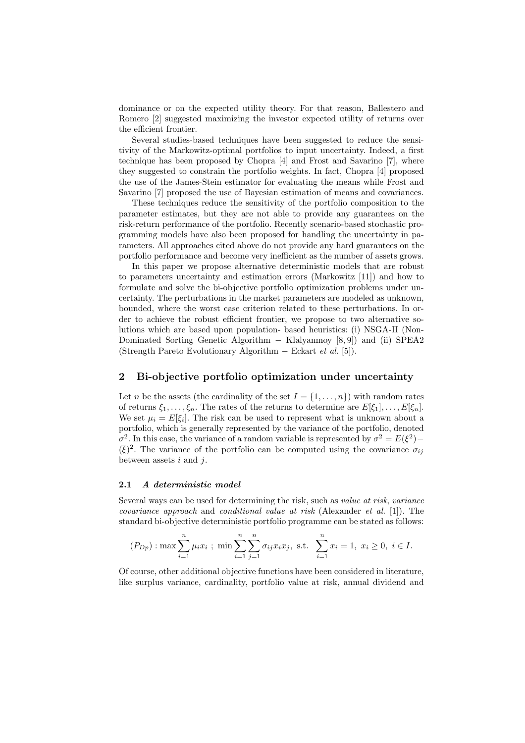dominance or on the expected utility theory. For that reason, Ballestero and Romero [2] suggested maximizing the investor expected utility of returns over the efficient frontier.

Several studies-based techniques have been suggested to reduce the sensitivity of the Markowitz-optimal portfolios to input uncertainty. Indeed, a first technique has been proposed by Chopra [4] and Frost and Savarino [7], where they suggested to constrain the portfolio weights. In fact, Chopra [4] proposed the use of the James-Stein estimator for evaluating the means while Frost and Savarino [7] proposed the use of Bayesian estimation of means and covariances.

These techniques reduce the sensitivity of the portfolio composition to the parameter estimates, but they are not able to provide any guarantees on the risk-return performance of the portfolio. Recently scenario-based stochastic programming models have also been proposed for handling the uncertainty in parameters. All approaches cited above do not provide any hard guarantees on the portfolio performance and become very inefficient as the number of assets grows.

In this paper we propose alternative deterministic models that are robust to parameters uncertainty and estimation errors (Markowitz [11]) and how to formulate and solve the bi-objective portfolio optimization problems under uncertainty. The perturbations in the market parameters are modeled as unknown, bounded, where the worst case criterion related to these perturbations. In order to achieve the robust efficient frontier, we propose to two alternative solutions which are based upon population- based heuristics: (i) NSGA-II (Non-Dominated Sorting Genetic Algorithm − Klalyanmoy [8, 9]) and (ii) SPEA2 (Strength Pareto Evolutionary Algorithm − Eckart *et al.* [5]).

## 2 Bi-objective portfolio optimization under uncertainty

Let $n$ be the assets (the cardinality of the set $I = \{1, \ldots, n\}$) with random rates of returns $\xi_1, \ldots, \xi_n$. The rates of the returns to determine are $E[\xi_1], \ldots, E[\xi_n]$. We set $\mu_i = E[\xi_i]$. The risk can be used to represent what is unknown about a portfolio, which is generally represented by the variance of the portfolio, denoted $\sigma^2$. In this case, the variance of a random variable is represented by $\sigma^2 = E(\xi^2) - (\overline{\xi})^2$. The variance of the portfolio can be computed using the covariance $\sigma_{ij}$ between assets $i$ and $j$.

### 2.1 *A deterministic model*

Several ways can be used for determining the risk, such as *value at risk*, *variance covariance approach* and *conditional value at risk* (Alexander *et al.* [1]). The standard bi-objective deterministic portfolio programme can be stated as follows:

$$(P_{Dp}) : \max \sum_{i=1}^{n} \mu_i x_i \ ; \ \min \sum_{i=1}^{n} \sum_{j=1}^{n} \sigma_{ij} x_i x_j, \ \text{s.t.} \ \sum_{i=1}^{n} x_i = 1, \ x_i \geq 0, \ i \in I.$$

Of course, other additional objective functions have been considered in literature, like surplus variance, cardinality, portfolio value at risk, annual dividend and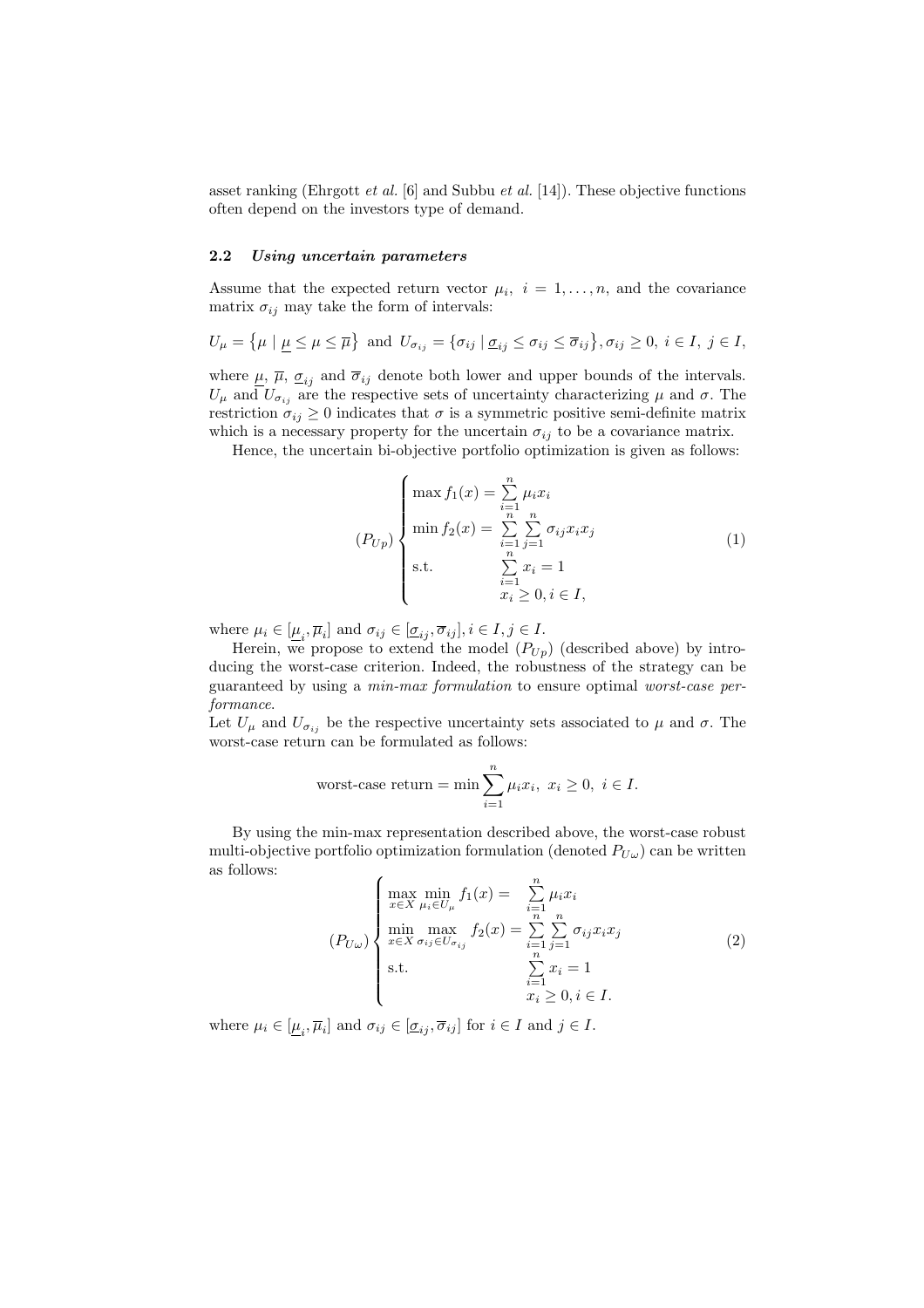asset ranking (Ehrgott *et al.* [6] and Subbu *et al.* [14]). These objective functions often depend on the investors type of demand.

### 2.2 *Using uncertain parameters*

Assume that the expected return vector $\mu_i$, $i = 1, \ldots, n$, and the covariance matrix $\sigma_{ij}$ may take the form of intervals:

$$U_\mu = \left\{\mu \mid \underline{\mu} \leq \mu \leq \overline{\mu}\right\} \text{ and } U_{\sigma_{ij}} = \left\{\sigma_{ij} \mid \underline{\sigma}_{ij} \leq \sigma_{ij} \leq \overline{\sigma}_{ij}\right\}, \sigma_{ij} \geq 0,\ i \in I,\ j \in I,$$

where $\underline{\mu}$, $\overline{\mu}$, $\underline{\sigma}_{ij}$ and $\overline{\sigma}_{ij}$ denote both lower and upper bounds of the intervals. $U_\mu$ and $U_{\sigma_{ij}}$ are the respective sets of uncertainty characterizing $\mu$ and $\sigma$. The restriction $\sigma_{ij} \geq 0$ indicates that $\sigma$ is a symmetric positive semi-definite matrix which is a necessary property for the uncertain $\sigma_{ij}$ to be a covariance matrix.

Hence, the uncertain bi-objective portfolio optimization is given as follows:

$$(P_{Up}) \begin{cases} \max f_1(x) = \sum\limits_{i=1}^{n} \mu_i x_i \\ \min f_2(x) = \sum\limits_{i=1}^{n} \sum\limits_{j=1}^{n} \sigma_{ij} x_i x_j \\ \text{s.t.} \qquad\qquad \sum\limits_{i=1}^{n} x_i = 1 \\ \qquad\qquad\quad\ x_i \geq 0, i \in I, \end{cases} \tag{1}$$

where $\mu_i \in [\underline{\mu}_i, \overline{\mu}_i]$ and $\sigma_{ij} \in [\underline{\sigma}_{ij}, \overline{\sigma}_{ij}], i \in I, j \in I$.

Herein, we propose to extend the model $(P_{Up})$ (described above) by introducing the worst-case criterion. Indeed, the robustness of the strategy can be guaranteed by using a *min-max formulation* to ensure optimal *worst-case performance*.
Let $U_\mu$ and $U_{\sigma_{ij}}$ be the respective uncertainty sets associated to $\mu$ and $\sigma$. The worst-case return can be formulated as follows:

$$\text{worst-case return} = \min \sum_{i=1}^{n} \mu_i x_i,\ x_i \geq 0,\ i \in I.$$

By using the min-max representation described above, the worst-case robust multi-objective portfolio optimization formulation (denoted $P_{U\omega}$) can be written as follows:

$$(P_{U\omega}) \begin{cases} \max\limits_{x \in X} \min\limits_{\mu_i \in U_\mu} f_1(x) = \sum\limits_{i=1}^{n} \mu_i x_i \\ \min\limits_{x \in X} \max\limits_{\sigma_{ij} \in U_{\sigma_{ij}}} f_2(x) = \sum\limits_{i=1}^{n} \sum\limits_{j=1}^{n} \sigma_{ij} x_i x_j \\ \text{s.t.} \qquad\qquad\qquad \sum\limits_{i=1}^{n} x_i = 1 \\ \qquad\qquad\qquad\quad\ x_i \geq 0, i \in I. \end{cases} \tag{2}$$

where $\mu_i \in [\underline{\mu}_i, \overline{\mu}_i]$ and $\sigma_{ij} \in [\underline{\sigma}_{ij}, \overline{\sigma}_{ij}]$ for $i \in I$ and $j \in I$.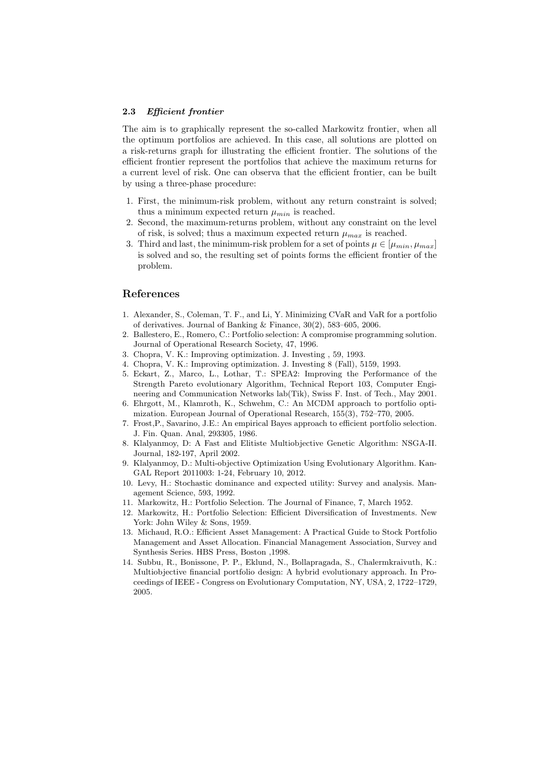### 2.3 *Efficient frontier*

The aim is to graphically represent the so-called Markowitz frontier, when all the optimum portfolios are achieved. In this case, all solutions are plotted on a risk-returns graph for illustrating the efficient frontier. The solutions of the efficient frontier represent the portfolios that achieve the maximum returns for a current level of risk. One can observa that the efficient frontier, can be built by using a three-phase procedure:

1. First, the minimum-risk problem, without any return constraint is solved; thus a minimum expected return $\mu_{min}$ is reached.
2. Second, the maximum-returns problem, without any constraint on the level of risk, is solved; thus a maximum expected return $\mu_{max}$ is reached.
3. Third and last, the minimum-risk problem for a set of points $\mu \in [\mu_{min}, \mu_{max}]$ is solved and so, the resulting set of points forms the efficient frontier of the problem.

## References

1. Alexander, S., Coleman, T. F., and Li, Y. Minimizing CVaR and VaR for a portfolio of derivatives. Journal of Banking & Finance, 30(2), 583–605, 2006.
2. Ballestero, E., Romero, C.: Portfolio selection: A compromise programming solution. Journal of Operational Research Society, 47, 1996.
3. Chopra, V. K.: Improving optimization. J. Investing , 59, 1993.
4. Chopra, V. K.: Improving optimization. J. Investing 8 (Fall), 5159, 1993.
5. Eckart, Z., Marco, L., Lothar, T.: SPEA2: Improving the Performance of the Strength Pareto evolutionary Algorithm, Technical Report 103, Computer Engineering and Communication Networks lab(Tik), Swiss F. Inst. of Tech., May 2001.
6. Ehrgott, M., Klamroth, K., Schwehm, C.: An MCDM approach to portfolio optimization. European Journal of Operational Research, 155(3), 752–770, 2005.
7. Frost,P., Savarino, J.E.: An empirical Bayes approach to efficient portfolio selection. J. Fin. Quan. Anal, 293305, 1986.
8. Klalyanmoy, D: A Fast and Elitiste Multiobjective Genetic Algorithm: NSGA-II. Journal, 182-197, April 2002.
9. Klalyanmoy, D.: Multi-objective Optimization Using Evolutionary Algorithm. KanGAL Report 2011003: 1-24, February 10, 2012.
10. Levy, H.: Stochastic dominance and expected utility: Survey and analysis. Management Science, 593, 1992.
11. Markowitz, H.: Portfolio Selection. The Journal of Finance, 7, March 1952.
12. Markowitz, H.: Portfolio Selection: Efficient Diversification of Investments. New York: John Wiley & Sons, 1959.
13. Michaud, R.O.: Efficient Asset Management: A Practical Guide to Stock Portfolio Management and Asset Allocation. Financial Management Association, Survey and Synthesis Series. HBS Press, Boston ,1998.
14. Subbu, R., Bonissone, P. P., Eklund, N., Bollapragada, S., Chalermkraivuth, K.: Multiobjective financial portfolio design: A hybrid evolutionary approach. In Proceedings of IEEE - Congress on Evolutionary Computation, NY, USA, 2, 1722–1729, 2005.